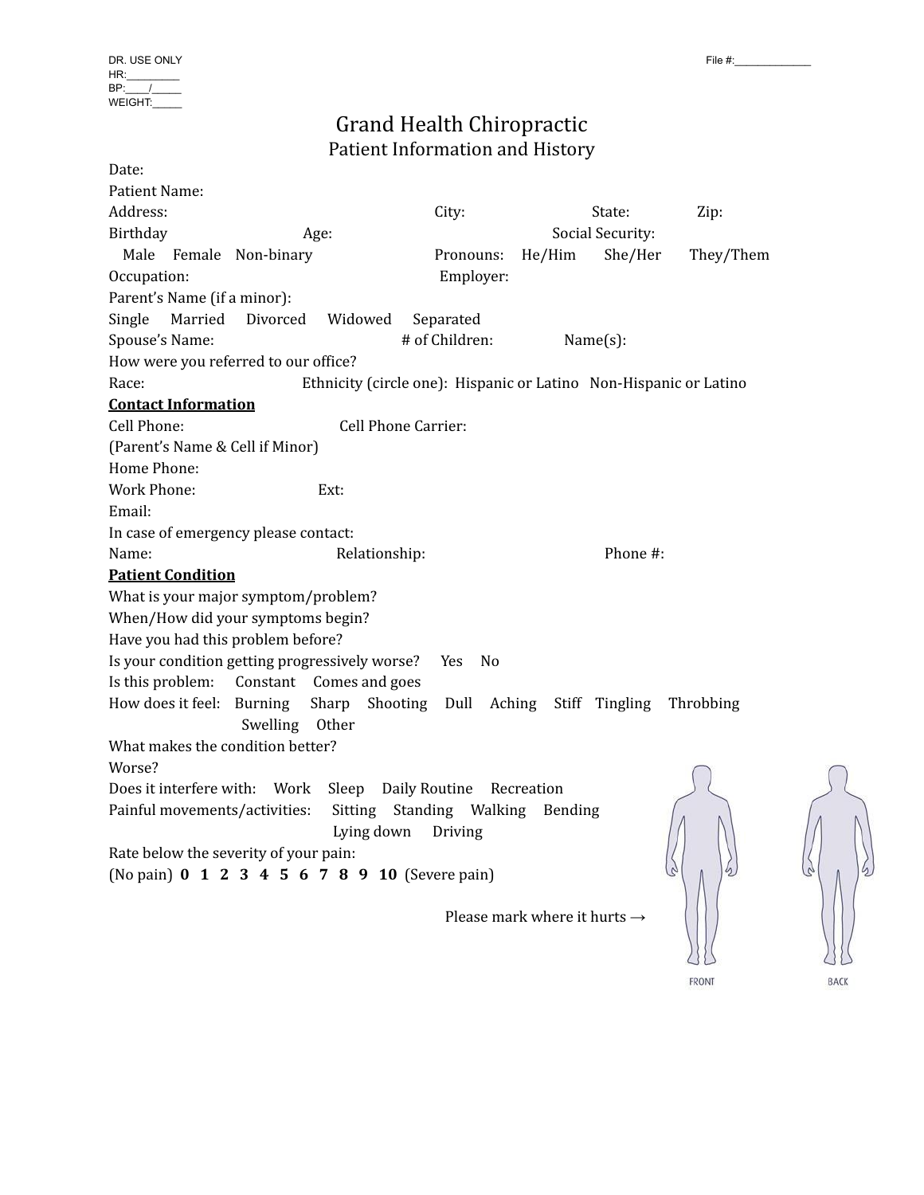DR. USE ONLY
HR:_________
BP:____/_____
WEIGHT:_____

File #:_____________

# Grand Health Chiropractic

## Patient Information and History

Date:

Patient Name:

Address: City: State: Zip:

Birthday Age: Social Security:

Male Female Non-binary Pronouns: He/Him She/Her They/Them

Occupation: Employer:

Parent's Name (if a minor):

Single Married Divorced Widowed Separated

Spouse's Name: # of Children: Name(s):

How were you referred to our office?

Race: Ethnicity (circle one): Hispanic or Latino Non-Hispanic or Latino

**Contact Information**

Cell Phone: Cell Phone Carrier:

(Parent's Name & Cell if Minor)

Home Phone:

Work Phone: Ext:

Email:

In case of emergency please contact:

Name: Relationship: Phone #:

**Patient Condition**

What is your major symptom/problem?

When/How did your symptoms begin?

Have you had this problem before?

Is your condition getting progressively worse? Yes No

Is this problem: Constant Comes and goes

How does it feel: Burning Sharp Shooting Dull Aching Stiff Tingling Throbbing Swelling Other

What makes the condition better?

Worse?

Does it interfere with: Work Sleep Daily Routine Recreation

Painful movements/activities: Sitting Standing Walking Bending Lying down Driving

Rate below the severity of your pain:

(No pain) **0 1 2 3 4 5 6 7 8 9 10** (Severe pain)

Please mark where it hurts →

FRONT BACK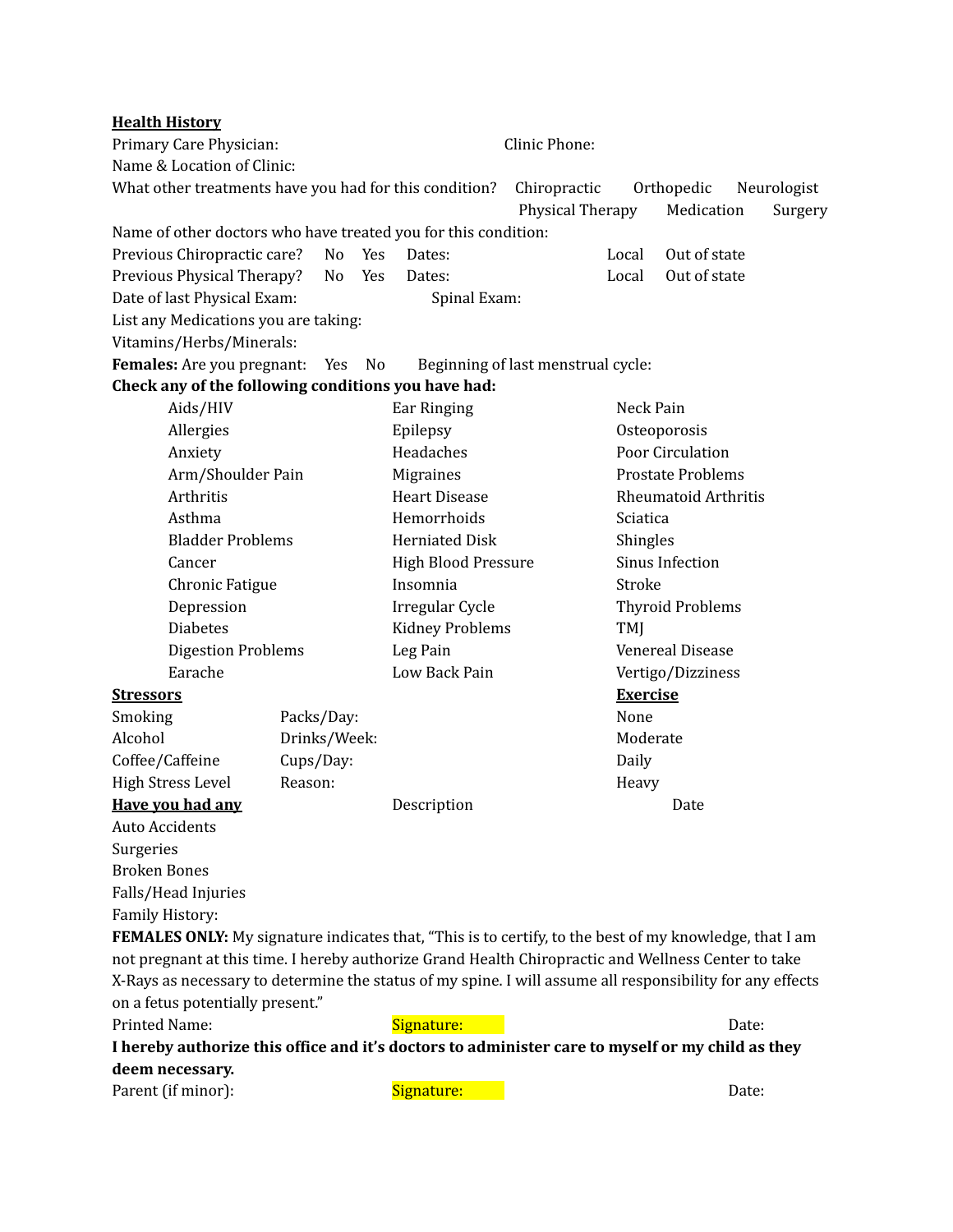**Health History**

Primary Care Physician: Clinic Phone:

Name & Location of Clinic:

What other treatments have you had for this condition? Chiropractic Orthopedic Neurologist Physical Therapy Medication Surgery

Name of other doctors who have treated you for this condition:

Previous Chiropractic care? No Yes Dates: Local Out of state

Previous Physical Therapy? No Yes Dates: Local Out of state

Date of last Physical Exam: Spinal Exam:

List any Medications you are taking:

Vitamins/Herbs/Minerals:

**Females:** Are you pregnant: Yes No Beginning of last menstrual cycle:

**Check any of the following conditions you have had:**

| | | |
|---|---|---|
| Aids/HIV | Ear Ringing | Neck Pain |
| Allergies | Epilepsy | Osteoporosis |
| Anxiety | Headaches | Poor Circulation |
| Arm/Shoulder Pain | Migraines | Prostate Problems |
| Arthritis | Heart Disease | Rheumatoid Arthritis |
| Asthma | Hemorrhoids | Sciatica |
| Bladder Problems | Herniated Disk | Shingles |
| Cancer | High Blood Pressure | Sinus Infection |
| Chronic Fatigue | Insomnia | Stroke |
| Depression | Irregular Cycle | Thyroid Problems |
| Diabetes | Kidney Problems | TMJ |
| Digestion Problems | Leg Pain | Venereal Disease |
| Earache | Low Back Pain | Vertigo/Dizziness |

| **Stressors** | | **Exercise** |
|---|---|---|
| Smoking | Packs/Day: | None |
| Alcohol | Drinks/Week: | Moderate |
| Coffee/Caffeine | Cups/Day: | Daily |
| High Stress Level | Reason: | Heavy |

| **Have you had any** | Description | Date |
|---|---|---|
| Auto Accidents | | |
| Surgeries | | |
| Broken Bones | | |
| Falls/Head Injuries | | |

Family History:

**FEMALES ONLY:** My signature indicates that, "This is to certify, to the best of my knowledge, that I am not pregnant at this time. I hereby authorize Grand Health Chiropractic and Wellness Center to take X-Rays as necessary to determine the status of my spine. I will assume all responsibility for any effects on a fetus potentially present."

Printed Name: Signature: Date:

**I hereby authorize this office and it's doctors to administer care to myself or my child as they deem necessary.**

Parent (if minor): Signature: Date: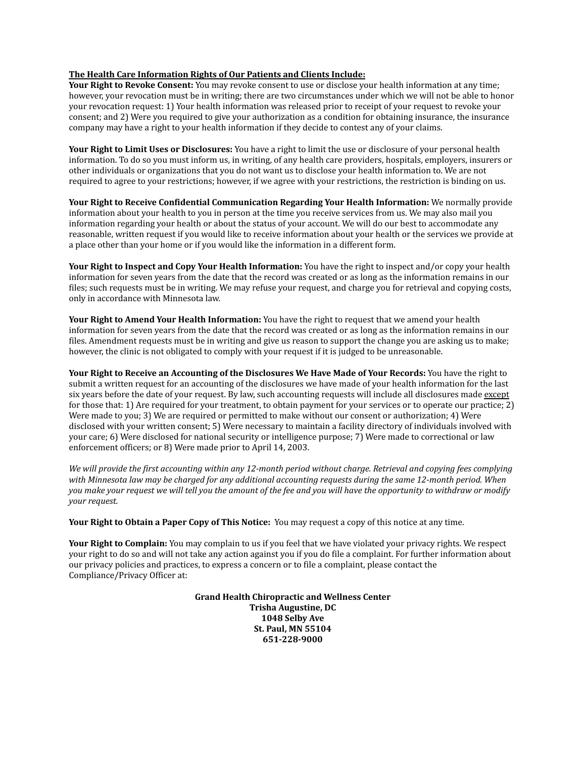**The Health Care Information Rights of Our Patients and Clients Include:**

**Your Right to Revoke Consent:** You may revoke consent to use or disclose your health information at any time; however, your revocation must be in writing; there are two circumstances under which we will not be able to honor your revocation request: 1) Your health information was released prior to receipt of your request to revoke your consent; and 2) Were you required to give your authorization as a condition for obtaining insurance, the insurance company may have a right to your health information if they decide to contest any of your claims.

**Your Right to Limit Uses or Disclosures:** You have a right to limit the use or disclosure of your personal health information. To do so you must inform us, in writing, of any health care providers, hospitals, employers, insurers or other individuals or organizations that you do not want us to disclose your health information to. We are not required to agree to your restrictions; however, if we agree with your restrictions, the restriction is binding on us.

**Your Right to Receive Confidential Communication Regarding Your Health Information:** We normally provide information about your health to you in person at the time you receive services from us. We may also mail you information regarding your health or about the status of your account. We will do our best to accommodate any reasonable, written request if you would like to receive information about your health or the services we provide at a place other than your home or if you would like the information in a different form.

**Your Right to Inspect and Copy Your Health Information:** You have the right to inspect and/or copy your health information for seven years from the date that the record was created or as long as the information remains in our files; such requests must be in writing. We may refuse your request, and charge you for retrieval and copying costs, only in accordance with Minnesota law.

**Your Right to Amend Your Health Information:** You have the right to request that we amend your health information for seven years from the date that the record was created or as long as the information remains in our files. Amendment requests must be in writing and give us reason to support the change you are asking us to make; however, the clinic is not obligated to comply with your request if it is judged to be unreasonable.

**Your Right to Receive an Accounting of the Disclosures We Have Made of Your Records:** You have the right to submit a written request for an accounting of the disclosures we have made of your health information for the last six years before the date of your request. By law, such accounting requests will include all disclosures made except for those that: 1) Are required for your treatment, to obtain payment for your services or to operate our practice; 2) Were made to you; 3) We are required or permitted to make without our consent or authorization; 4) Were disclosed with your written consent; 5) Were necessary to maintain a facility directory of individuals involved with your care; 6) Were disclosed for national security or intelligence purpose; 7) Were made to correctional or law enforcement officers; or 8) Were made prior to April 14, 2003.

*We will provide the first accounting within any 12-month period without charge. Retrieval and copying fees complying with Minnesota law may be charged for any additional accounting requests during the same 12-month period. When you make your request we will tell you the amount of the fee and you will have the opportunity to withdraw or modify your request.*

**Your Right to Obtain a Paper Copy of This Notice:** You may request a copy of this notice at any time.

**Your Right to Complain:** You may complain to us if you feel that we have violated your privacy rights. We respect your right to do so and will not take any action against you if you do file a complaint. For further information about our privacy policies and practices, to express a concern or to file a complaint, please contact the Compliance/Privacy Officer at:

**Grand Health Chiropractic and Wellness Center**
**Trisha Augustine, DC**
**1048 Selby Ave**
**St. Paul, MN 55104**
**651-228-9000**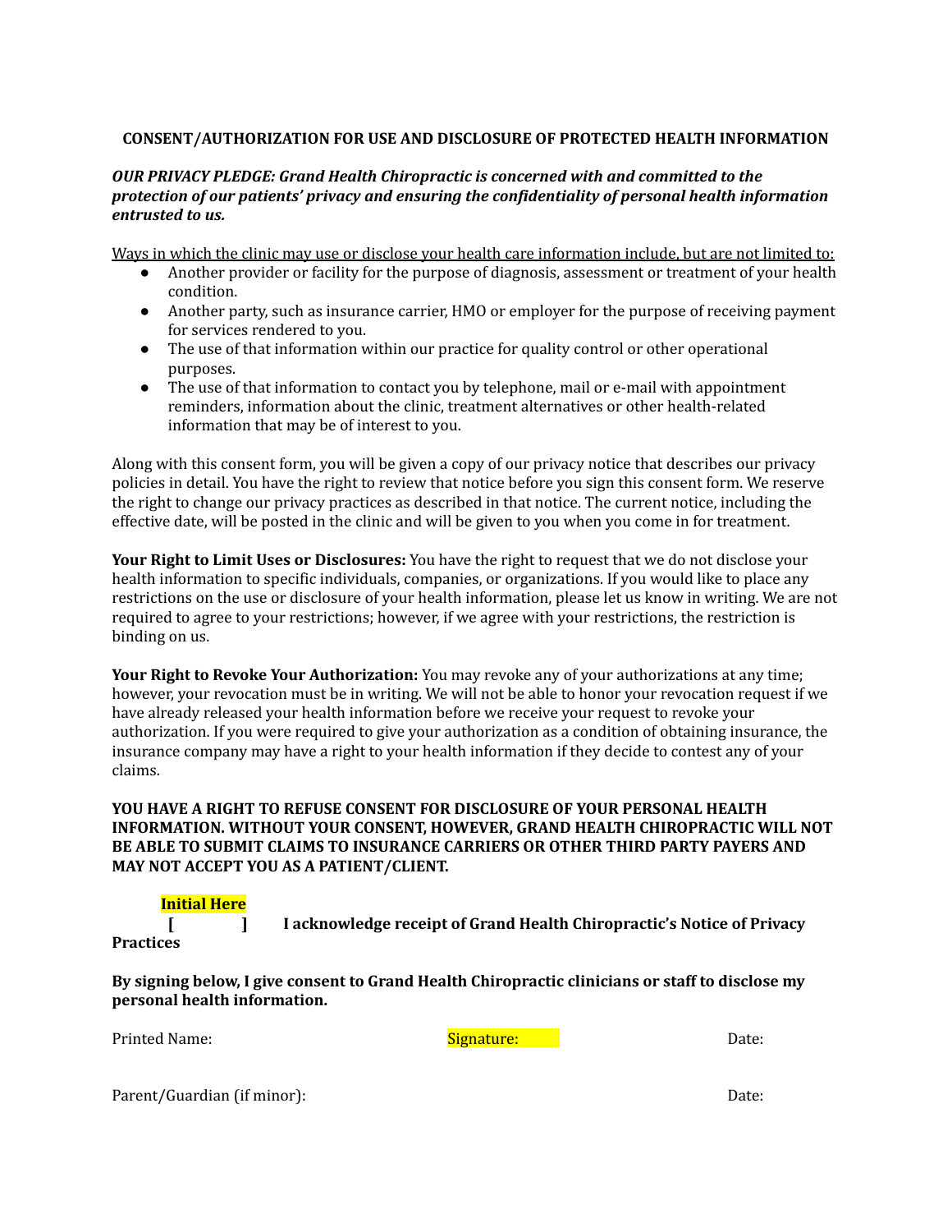**CONSENT/AUTHORIZATION FOR USE AND DISCLOSURE OF PROTECTED HEALTH INFORMATION**

***OUR PRIVACY PLEDGE: Grand Health Chiropractic is concerned with and committed to the protection of our patients' privacy and ensuring the confidentiality of personal health information entrusted to us.***

<u>Ways in which the clinic may use or disclose your health care information include, but are not limited to:</u>

- Another provider or facility for the purpose of diagnosis, assessment or treatment of your health condition.
- Another party, such as insurance carrier, HMO or employer for the purpose of receiving payment for services rendered to you.
- The use of that information within our practice for quality control or other operational purposes.
- The use of that information to contact you by telephone, mail or e-mail with appointment reminders, information about the clinic, treatment alternatives or other health-related information that may be of interest to you.

Along with this consent form, you will be given a copy of our privacy notice that describes our privacy policies in detail. You have the right to review that notice before you sign this consent form. We reserve the right to change our privacy practices as described in that notice. The current notice, including the effective date, will be posted in the clinic and will be given to you when you come in for treatment.

**Your Right to Limit Uses or Disclosures:** You have the right to request that we do not disclose your health information to specific individuals, companies, or organizations. If you would like to place any restrictions on the use or disclosure of your health information, please let us know in writing. We are not required to agree to your restrictions; however, if we agree with your restrictions, the restriction is binding on us.

**Your Right to Revoke Your Authorization:** You may revoke any of your authorizations at any time; however, your revocation must be in writing. We will not be able to honor your revocation request if we have already released your health information before we receive your request to revoke your authorization. If you were required to give your authorization as a condition of obtaining insurance, the insurance company may have a right to your health information if they decide to contest any of your claims.

**YOU HAVE A RIGHT TO REFUSE CONSENT FOR DISCLOSURE OF YOUR PERSONAL HEALTH INFORMATION. WITHOUT YOUR CONSENT, HOWEVER, GRAND HEALTH CHIROPRACTIC WILL NOT BE ABLE TO SUBMIT CLAIMS TO INSURANCE CARRIERS OR OTHER THIRD PARTY PAYERS AND MAY NOT ACCEPT YOU AS A PATIENT/CLIENT.**

**Initial Here**

**[        ]    I acknowledge receipt of Grand Health Chiropractic's Notice of Privacy Practices**

**By signing below, I give consent to Grand Health Chiropractic clinicians or staff to disclose my personal health information.**

Printed Name:                    Signature:                    Date:

Parent/Guardian (if minor):                    Date: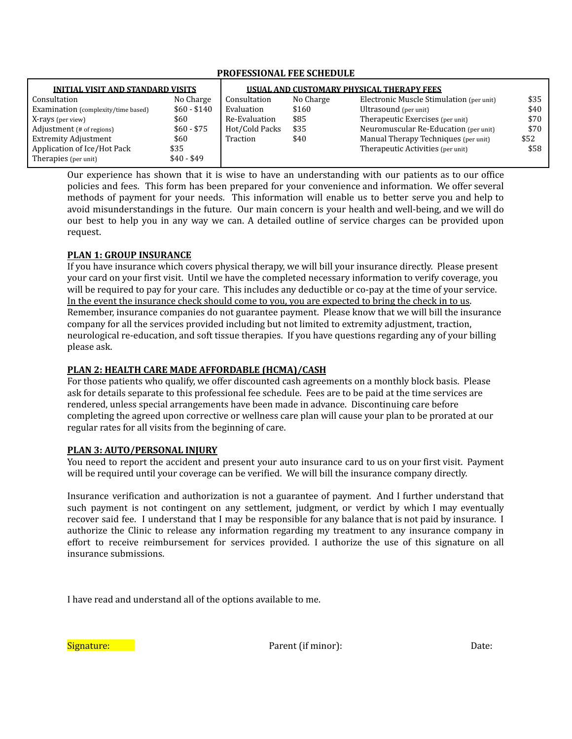## PROFESSIONAL FEE SCHEDULE

| INITIAL VISIT AND STANDARD VISITS | | USUAL AND CUSTOMARY PHYSICAL THERAPY FEES | | | |
|---|---|---|---|---|---|
| Consultation | No Charge | Consultation | No Charge | Electronic Muscle Stimulation (per unit) | $35 |
| Examination (complexity/time based) | $60 - $140 | Evaluation | $160 | Ultrasound (per unit) | $40 |
| X-rays (per view) | $60 | Re-Evaluation | $85 | Therapeutic Exercises (per unit) | $70 |
| Adjustment (# of regions) | $60 - $75 | Hot/Cold Packs | $35 | Neuromuscular Re-Education (per unit) | $70 |
| Extremity Adjustment | $60 | Traction | $40 | Manual Therapy Techniques (per unit) | $52 |
| Application of Ice/Hot Pack | $35 | | | Therapeutic Activities (per unit) | $58 |
| Therapies (per unit) | $40 - $49 | | | | |

Our experience has shown that it is wise to have an understanding with our patients as to our office policies and fees. This form has been prepared for your convenience and information. We offer several methods of payment for your needs. This information will enable us to better serve you and help to avoid misunderstandings in the future. Our main concern is your health and well-being, and we will do our best to help you in any way we can. A detailed outline of service charges can be provided upon request.

**PLAN 1: GROUP INSURANCE**

If you have insurance which covers physical therapy, we will bill your insurance directly. Please present your card on your first visit. Until we have the completed necessary information to verify coverage, you will be required to pay for your care. This includes any deductible or co-pay at the time of your service. In the event the insurance check should come to you, you are expected to bring the check in to us. Remember, insurance companies do not guarantee payment. Please know that we will bill the insurance company for all the services provided including but not limited to extremity adjustment, traction, neurological re-education, and soft tissue therapies. If you have questions regarding any of your billing please ask.

**PLAN 2: HEALTH CARE MADE AFFORDABLE (HCMA)/CASH**

For those patients who qualify, we offer discounted cash agreements on a monthly block basis. Please ask for details separate to this professional fee schedule. Fees are to be paid at the time services are rendered, unless special arrangements have been made in advance. Discontinuing care before completing the agreed upon corrective or wellness care plan will cause your plan to be prorated at our regular rates for all visits from the beginning of care.

**PLAN 3: AUTO/PERSONAL INJURY**

You need to report the accident and present your auto insurance card to us on your first visit. Payment will be required until your coverage can be verified. We will bill the insurance company directly.

Insurance verification and authorization is not a guarantee of payment. And I further understand that such payment is not contingent on any settlement, judgment, or verdict by which I may eventually recover said fee. I understand that I may be responsible for any balance that is not paid by insurance. I authorize the Clinic to release any information regarding my treatment to any insurance company in effort to receive reimbursement for services provided. I authorize the use of this signature on all insurance submissions.

I have read and understand all of the options available to me.

Signature: Parent (if minor): Date: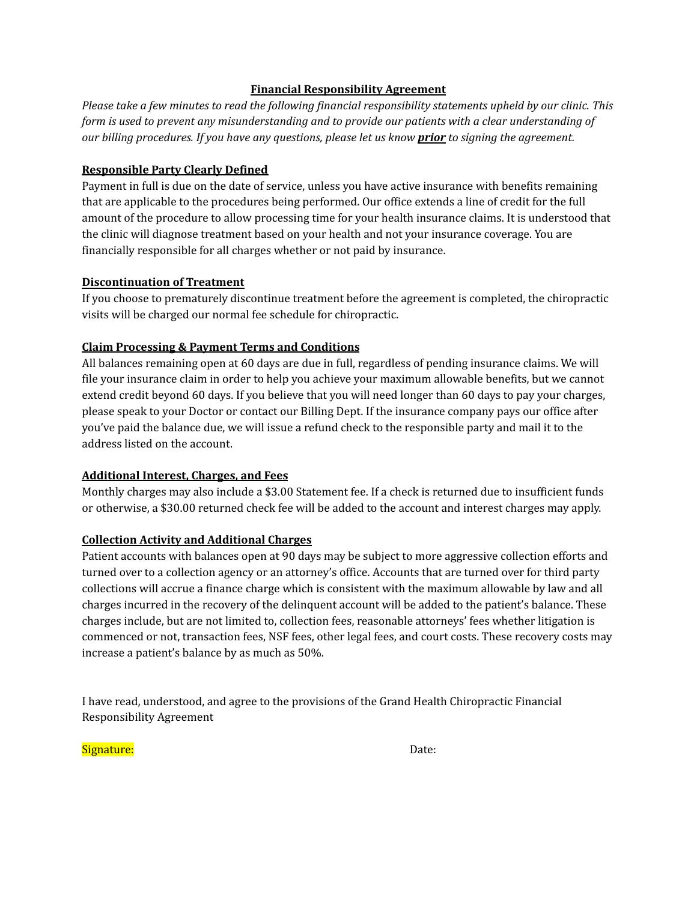# Financial Responsibility Agreement

*Please take a few minutes to read the following financial responsibility statements upheld by our clinic. This form is used to prevent any misunderstanding and to provide our patients with a clear understanding of our billing procedures. If you have any questions, please let us know **prior** to signing the agreement.*

## Responsible Party Clearly Defined

Payment in full is due on the date of service, unless you have active insurance with benefits remaining that are applicable to the procedures being performed. Our office extends a line of credit for the full amount of the procedure to allow processing time for your health insurance claims. It is understood that the clinic will diagnose treatment based on your health and not your insurance coverage. You are financially responsible for all charges whether or not paid by insurance.

## Discontinuation of Treatment

If you choose to prematurely discontinue treatment before the agreement is completed, the chiropractic visits will be charged our normal fee schedule for chiropractic.

## Claim Processing & Payment Terms and Conditions

All balances remaining open at 60 days are due in full, regardless of pending insurance claims. We will file your insurance claim in order to help you achieve your maximum allowable benefits, but we cannot extend credit beyond 60 days. If you believe that you will need longer than 60 days to pay your charges, please speak to your Doctor or contact our Billing Dept. If the insurance company pays our office after you've paid the balance due, we will issue a refund check to the responsible party and mail it to the address listed on the account.

## Additional Interest, Charges, and Fees

Monthly charges may also include a $3.00 Statement fee. If a check is returned due to insufficient funds or otherwise, a $30.00 returned check fee will be added to the account and interest charges may apply.

## Collection Activity and Additional Charges

Patient accounts with balances open at 90 days may be subject to more aggressive collection efforts and turned over to a collection agency or an attorney's office. Accounts that are turned over for third party collections will accrue a finance charge which is consistent with the maximum allowable by law and all charges incurred in the recovery of the delinquent account will be added to the patient's balance. These charges include, but are not limited to, collection fees, reasonable attorneys' fees whether litigation is commenced or not, transaction fees, NSF fees, other legal fees, and court costs. These recovery costs may increase a patient's balance by as much as 50%.

I have read, understood, and agree to the provisions of the Grand Health Chiropractic Financial Responsibility Agreement

Signature: Date: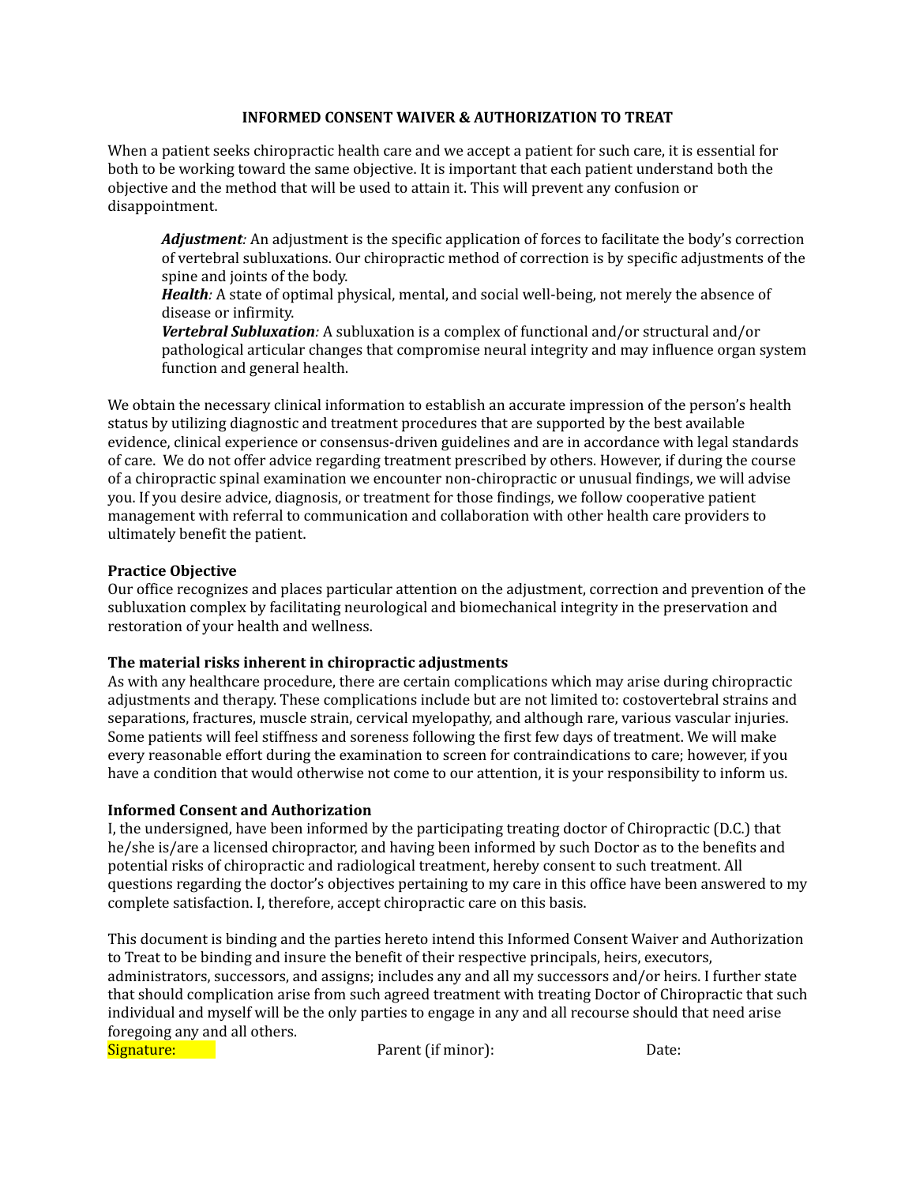**INFORMED CONSENT WAIVER & AUTHORIZATION TO TREAT**

When a patient seeks chiropractic health care and we accept a patient for such care, it is essential for both to be working toward the same objective. It is important that each patient understand both the objective and the method that will be used to attain it. This will prevent any confusion or disappointment.

> ***Adjustment****:* An adjustment is the specific application of forces to facilitate the body's correction of vertebral subluxations. Our chiropractic method of correction is by specific adjustments of the spine and joints of the body.
> ***Health****:* A state of optimal physical, mental, and social well-being, not merely the absence of disease or infirmity.
> ***Vertebral Subluxation****:* A subluxation is a complex of functional and/or structural and/or pathological articular changes that compromise neural integrity and may influence organ system function and general health.

We obtain the necessary clinical information to establish an accurate impression of the person's health status by utilizing diagnostic and treatment procedures that are supported by the best available evidence, clinical experience or consensus-driven guidelines and are in accordance with legal standards of care. We do not offer advice regarding treatment prescribed by others. However, if during the course of a chiropractic spinal examination we encounter non-chiropractic or unusual findings, we will advise you. If you desire advice, diagnosis, or treatment for those findings, we follow cooperative patient management with referral to communication and collaboration with other health care providers to ultimately benefit the patient.

**Practice Objective**
Our office recognizes and places particular attention on the adjustment, correction and prevention of the subluxation complex by facilitating neurological and biomechanical integrity in the preservation and restoration of your health and wellness.

**The material risks inherent in chiropractic adjustments**
As with any healthcare procedure, there are certain complications which may arise during chiropractic adjustments and therapy. These complications include but are not limited to: costovertebral strains and separations, fractures, muscle strain, cervical myelopathy, and although rare, various vascular injuries. Some patients will feel stiffness and soreness following the first few days of treatment. We will make every reasonable effort during the examination to screen for contraindications to care; however, if you have a condition that would otherwise not come to our attention, it is your responsibility to inform us.

**Informed Consent and Authorization**
I, the undersigned, have been informed by the participating treating doctor of Chiropractic (D.C.) that he/she is/are a licensed chiropractor, and having been informed by such Doctor as to the benefits and potential risks of chiropractic and radiological treatment, hereby consent to such treatment. All questions regarding the doctor's objectives pertaining to my care in this office have been answered to my complete satisfaction. I, therefore, accept chiropractic care on this basis.

This document is binding and the parties hereto intend this Informed Consent Waiver and Authorization to Treat to be binding and insure the benefit of their respective principals, heirs, executors, administrators, successors, and assigns; includes any and all my successors and/or heirs. I further state that should complication arise from such agreed treatment with treating Doctor of Chiropractic that such individual and myself will be the only parties to engage in any and all recourse should that need arise foregoing any and all others.

Signature: Parent (if minor): Date: